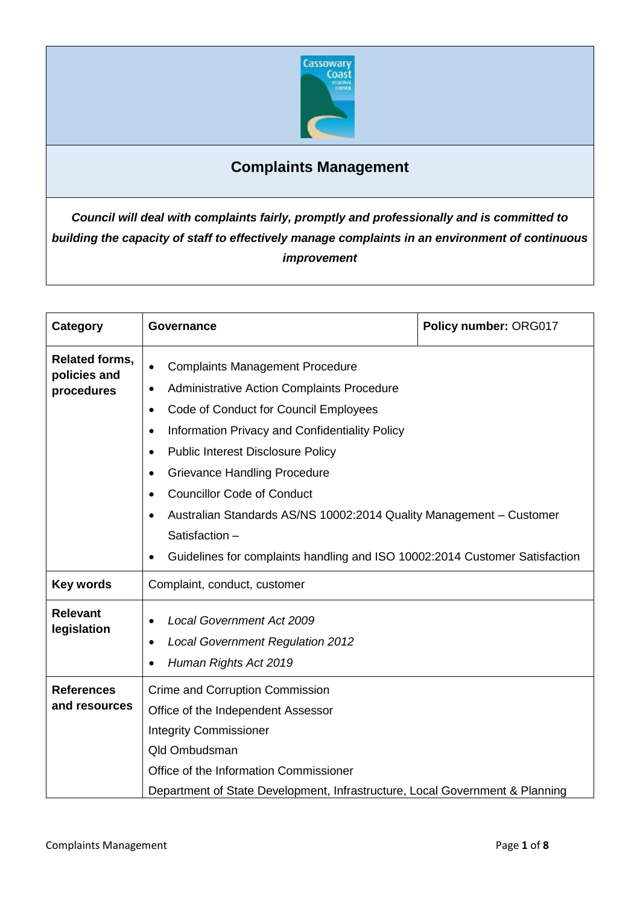# Complaints Management

***Council will deal with complaints fairly, promptly and professionally and is committed to building the capacity of staff to effectively manage complaints in an environment of continuous improvement***

| **Category** | **Governance** | **Policy number:** ORG017 |
|---|---|---|
| **Related forms, policies and procedures** | • Complaints Management Procedure<br>• Administrative Action Complaints Procedure<br>• Code of Conduct for Council Employees<br>• Information Privacy and Confidentiality Policy<br>• Public Interest Disclosure Policy<br>• Grievance Handling Procedure<br>• Councillor Code of Conduct<br>• Australian Standards AS/NS 10002:2014 Quality Management – Customer Satisfaction –<br>• Guidelines for complaints handling and ISO 10002:2014 Customer Satisfaction | |
| **Key words** | Complaint, conduct, customer | |
| **Relevant legislation** | • *Local Government Act 2009*<br>• *Local Government Regulation 2012*<br>• *Human Rights Act 2019* | |
| **References and resources** | Crime and Corruption Commission<br>Office of the Independent Assessor<br>Integrity Commissioner<br>Qld Ombudsman<br>Office of the Information Commissioner<br>Department of State Development, Infrastructure, Local Government & Planning | |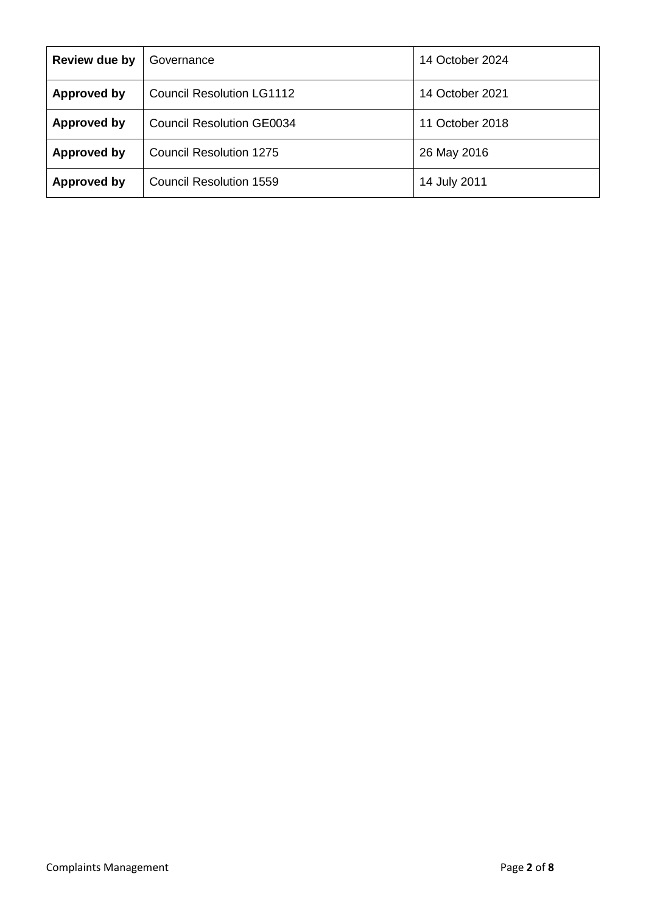| **Review due by** | Governance | 14 October 2024 |
|---|---|---|
| **Approved by** | Council Resolution LG1112 | 14 October 2021 |
| **Approved by** | Council Resolution GE0034 | 11 October 2018 |
| **Approved by** | Council Resolution 1275 | 26 May 2016 |
| **Approved by** | Council Resolution 1559 | 14 July 2011 |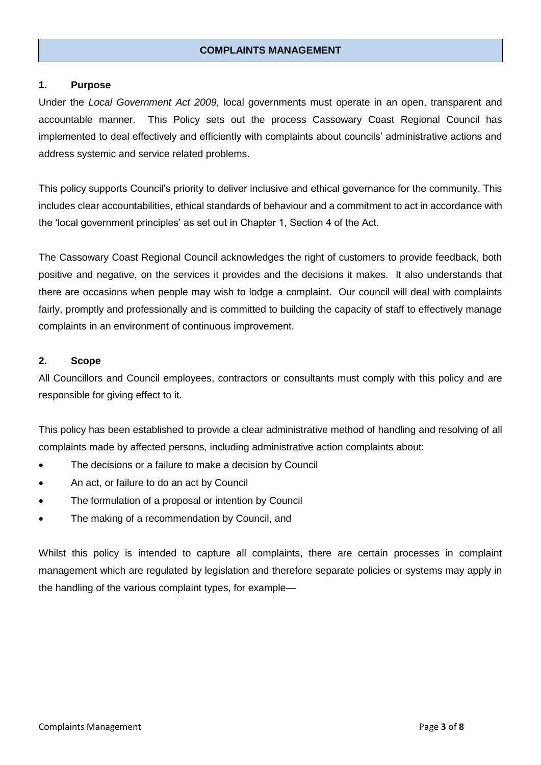# COMPLAINTS MANAGEMENT

## 1. Purpose

Under the *Local Government Act 2009,* local governments must operate in an open, transparent and accountable manner. This Policy sets out the process Cassowary Coast Regional Council has implemented to deal effectively and efficiently with complaints about councils' administrative actions and address systemic and service related problems.

This policy supports Council's priority to deliver inclusive and ethical governance for the community. This includes clear accountabilities, ethical standards of behaviour and a commitment to act in accordance with the 'local government principles' as set out in Chapter 1, Section 4 of the Act.

The Cassowary Coast Regional Council acknowledges the right of customers to provide feedback, both positive and negative, on the services it provides and the decisions it makes. It also understands that there are occasions when people may wish to lodge a complaint. Our council will deal with complaints fairly, promptly and professionally and is committed to building the capacity of staff to effectively manage complaints in an environment of continuous improvement.

## 2. Scope

All Councillors and Council employees, contractors or consultants must comply with this policy and are responsible for giving effect to it.

This policy has been established to provide a clear administrative method of handling and resolving of all complaints made by affected persons, including administrative action complaints about:

- The decisions or a failure to make a decision by Council
- An act, or failure to do an act by Council
- The formulation of a proposal or intention by Council
- The making of a recommendation by Council, and

Whilst this policy is intended to capture all complaints, there are certain processes in complaint management which are regulated by legislation and therefore separate policies or systems may apply in the handling of the various complaint types, for example—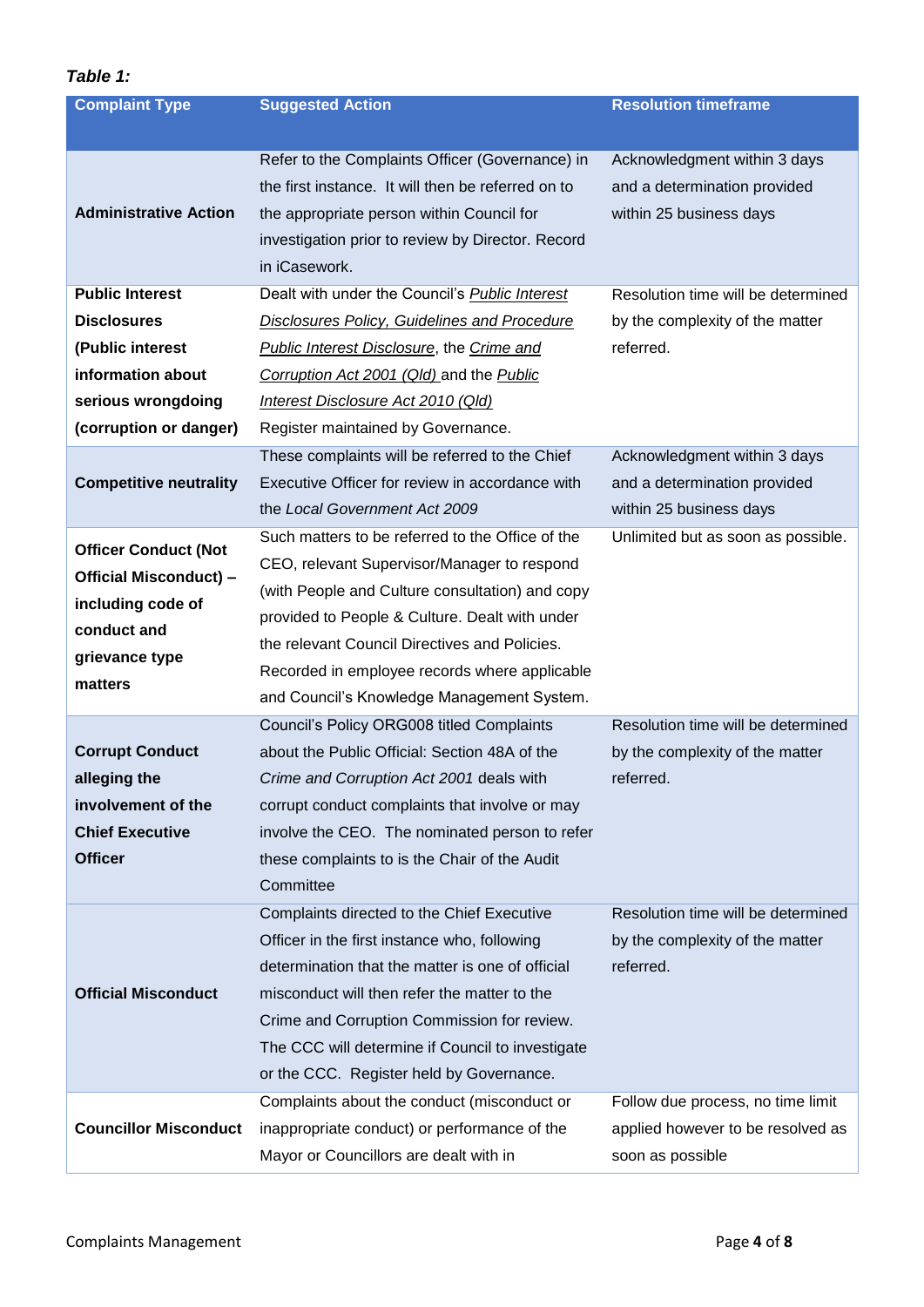***Table 1:***

| Complaint Type | Suggested Action | Resolution timeframe |
|---|---|---|
| **Administrative Action** | Refer to the Complaints Officer (Governance) in the first instance. It will then be referred on to the appropriate person within Council for investigation prior to review by Director. Record in iCasework. | Acknowledgment within 3 days and a determination provided within 25 business days |
| **Public Interest Disclosures (Public interest information about serious wrongdoing (corruption or danger)** | Dealt with under the Council's *Public Interest Disclosures Policy, Guidelines and Procedure* *Public Interest Disclosure*, the *Crime and Corruption Act 2001 (Qld)* and the *Public Interest Disclosure Act 2010 (Qld)* Register maintained by Governance. | Resolution time will be determined by the complexity of the matter referred. |
| **Competitive neutrality** | These complaints will be referred to the Chief Executive Officer for review in accordance with the *Local Government Act 2009* | Acknowledgment within 3 days and a determination provided within 25 business days |
| **Officer Conduct (Not Official Misconduct) – including code of conduct and grievance type matters** | Such matters to be referred to the Office of the CEO, relevant Supervisor/Manager to respond (with People and Culture consultation) and copy provided to People & Culture. Dealt with under the relevant Council Directives and Policies. Recorded in employee records where applicable and Council's Knowledge Management System. | Unlimited but as soon as possible. |
| **Corrupt Conduct alleging the involvement of the Chief Executive Officer** | Council's Policy ORG008 titled Complaints about the Public Official: Section 48A of the *Crime and Corruption Act 2001* deals with corrupt conduct complaints that involve or may involve the CEO. The nominated person to refer these complaints to is the Chair of the Audit Committee | Resolution time will be determined by the complexity of the matter referred. |
| **Official Misconduct** | Complaints directed to the Chief Executive Officer in the first instance who, following determination that the matter is one of official misconduct will then refer the matter to the Crime and Corruption Commission for review. The CCC will determine if Council to investigate or the CCC. Register held by Governance. | Resolution time will be determined by the complexity of the matter referred. |
| **Councillor Misconduct** | Complaints about the conduct (misconduct or inappropriate conduct) or performance of the Mayor or Councillors are dealt with in | Follow due process, no time limit applied however to be resolved as soon as possible |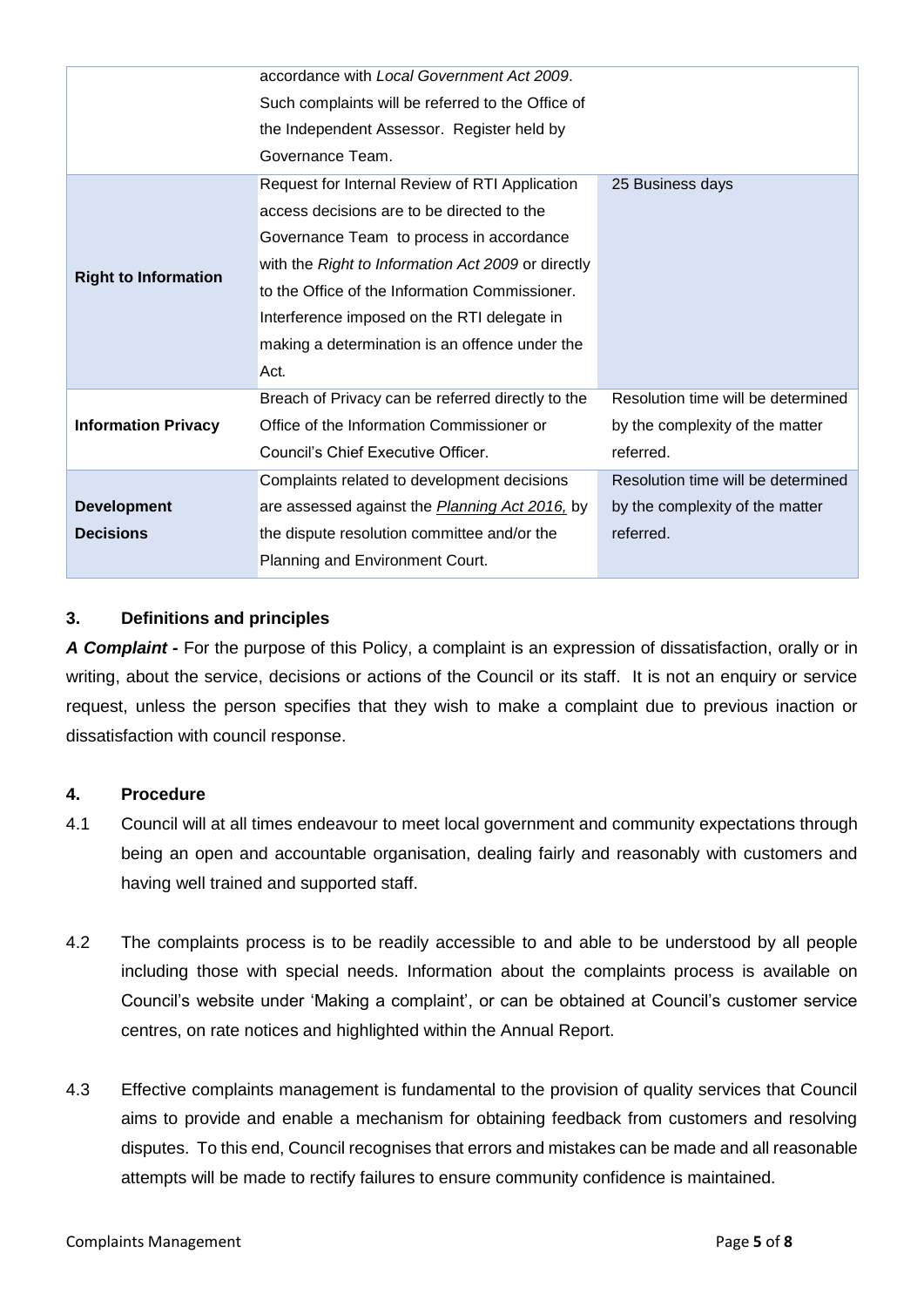| | | |
|---|---|---|
| | accordance with *Local Government Act 2009*. Such complaints will be referred to the Office of the Independent Assessor. Register held by Governance Team. | |
| **Right to Information** | Request for Internal Review of RTI Application access decisions are to be directed to the Governance Team to process in accordance with the *Right to Information Act 2009* or directly to the Office of the Information Commissioner. Interference imposed on the RTI delegate in making a determination is an offence under the Act. | 25 Business days |
| **Information Privacy** | Breach of Privacy can be referred directly to the Office of the Information Commissioner or Council's Chief Executive Officer. | Resolution time will be determined by the complexity of the matter referred. |
| **Development Decisions** | Complaints related to development decisions are assessed against the *Planning Act 2016,* by the dispute resolution committee and/or the Planning and Environment Court. | Resolution time will be determined by the complexity of the matter referred. |

## 3. Definitions and principles

***A Complaint -*** For the purpose of this Policy, a complaint is an expression of dissatisfaction, orally or in writing, about the service, decisions or actions of the Council or its staff. It is not an enquiry or service request, unless the person specifies that they wish to make a complaint due to previous inaction or dissatisfaction with council response.

## 4. Procedure

4.1 Council will at all times endeavour to meet local government and community expectations through being an open and accountable organisation, dealing fairly and reasonably with customers and having well trained and supported staff.

4.2 The complaints process is to be readily accessible to and able to be understood by all people including those with special needs. Information about the complaints process is available on Council's website under 'Making a complaint', or can be obtained at Council's customer service centres, on rate notices and highlighted within the Annual Report.

4.3 Effective complaints management is fundamental to the provision of quality services that Council aims to provide and enable a mechanism for obtaining feedback from customers and resolving disputes. To this end, Council recognises that errors and mistakes can be made and all reasonable attempts will be made to rectify failures to ensure community confidence is maintained.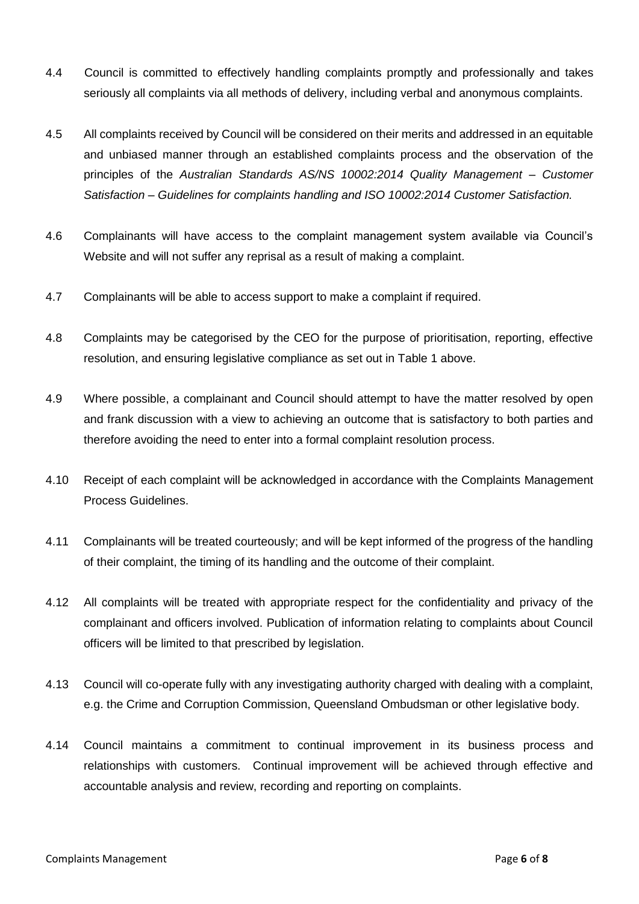4.4 Council is committed to effectively handling complaints promptly and professionally and takes seriously all complaints via all methods of delivery, including verbal and anonymous complaints.

4.5 All complaints received by Council will be considered on their merits and addressed in an equitable and unbiased manner through an established complaints process and the observation of the principles of the *Australian Standards AS/NS 10002:2014 Quality Management – Customer Satisfaction – Guidelines for complaints handling and ISO 10002:2014 Customer Satisfaction.*

4.6 Complainants will have access to the complaint management system available via Council's Website and will not suffer any reprisal as a result of making a complaint.

4.7 Complainants will be able to access support to make a complaint if required.

4.8 Complaints may be categorised by the CEO for the purpose of prioritisation, reporting, effective resolution, and ensuring legislative compliance as set out in Table 1 above.

4.9 Where possible, a complainant and Council should attempt to have the matter resolved by open and frank discussion with a view to achieving an outcome that is satisfactory to both parties and therefore avoiding the need to enter into a formal complaint resolution process.

4.10 Receipt of each complaint will be acknowledged in accordance with the Complaints Management Process Guidelines.

4.11 Complainants will be treated courteously; and will be kept informed of the progress of the handling of their complaint, the timing of its handling and the outcome of their complaint.

4.12 All complaints will be treated with appropriate respect for the confidentiality and privacy of the complainant and officers involved. Publication of information relating to complaints about Council officers will be limited to that prescribed by legislation.

4.13 Council will co-operate fully with any investigating authority charged with dealing with a complaint, e.g. the Crime and Corruption Commission, Queensland Ombudsman or other legislative body.

4.14 Council maintains a commitment to continual improvement in its business process and relationships with customers. Continual improvement will be achieved through effective and accountable analysis and review, recording and reporting on complaints.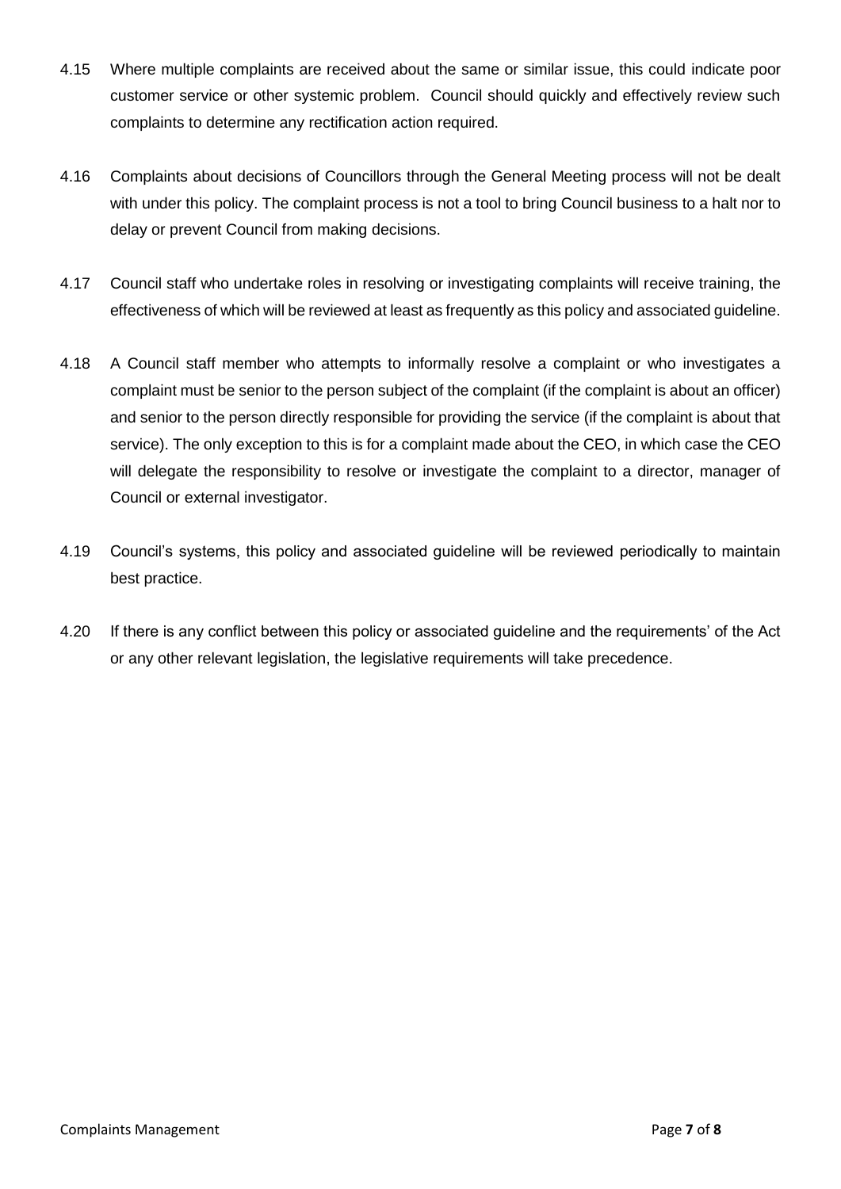4.15 Where multiple complaints are received about the same or similar issue, this could indicate poor customer service or other systemic problem. Council should quickly and effectively review such complaints to determine any rectification action required.

4.16 Complaints about decisions of Councillors through the General Meeting process will not be dealt with under this policy. The complaint process is not a tool to bring Council business to a halt nor to delay or prevent Council from making decisions.

4.17 Council staff who undertake roles in resolving or investigating complaints will receive training, the effectiveness of which will be reviewed at least as frequently as this policy and associated guideline.

4.18 A Council staff member who attempts to informally resolve a complaint or who investigates a complaint must be senior to the person subject of the complaint (if the complaint is about an officer) and senior to the person directly responsible for providing the service (if the complaint is about that service). The only exception to this is for a complaint made about the CEO, in which case the CEO will delegate the responsibility to resolve or investigate the complaint to a director, manager of Council or external investigator.

4.19 Council's systems, this policy and associated guideline will be reviewed periodically to maintain best practice.

4.20 If there is any conflict between this policy or associated guideline and the requirements' of the Act or any other relevant legislation, the legislative requirements will take precedence.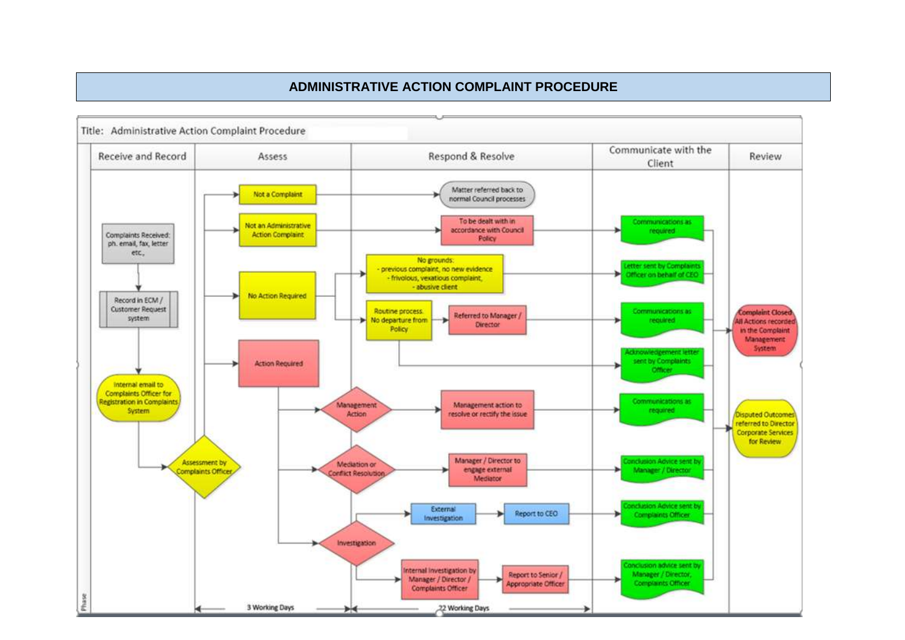# ADMINISTRATIVE ACTION COMPLAINT PROCEDURE

Title: Administrative Action Complaint Procedure

Receive and Record

Assess

Respond & Resolve

Communicate with the Client

Review

Complaints Received: ph. email, fax, letter etc.,

Record in ECM / Customer Request system

Internal email to Complaints Officer for Registration in Complaints System

Assessment by Complaints Officer

Not a Complaint

Not an Administrative Action Complaint

No Action Required

Action Required

Matter referred back to normal Council processes

To be dealt with in accordance with Council Policy

No grounds:
- previous complaint, no new evidence
- frivolous, vexatious complaint,
- abusive client

Routine process. No departure from Policy

Referred to Manager / Director

Management Action

Management action to resolve or rectify the issue

Mediation or Conflict Resolution

Manager / Director to engage external Mediator

Investigation

External Investigation

Report to CEO

Internal Investigation by Manager / Director / Complaints Officer

Report to Senior / Appropriate Officer

Communications as required

Letter sent by Complaints Officer on behalf of CEO

Communications as required

Acknowledgement letter sent by Complaints Officer

Communications as required

Conclusion Advice sent by Manager / Director

Conclusion Advice sent by Complaints Officer

Conclusion advice sent by Manager / Director, Complaints Officer

Complaint Closed. All Actions recorded in the Complaint Management System

Disputed Outcomes referred to Director Corporate Services for Review

3 Working Days

22 Working Days

Phase